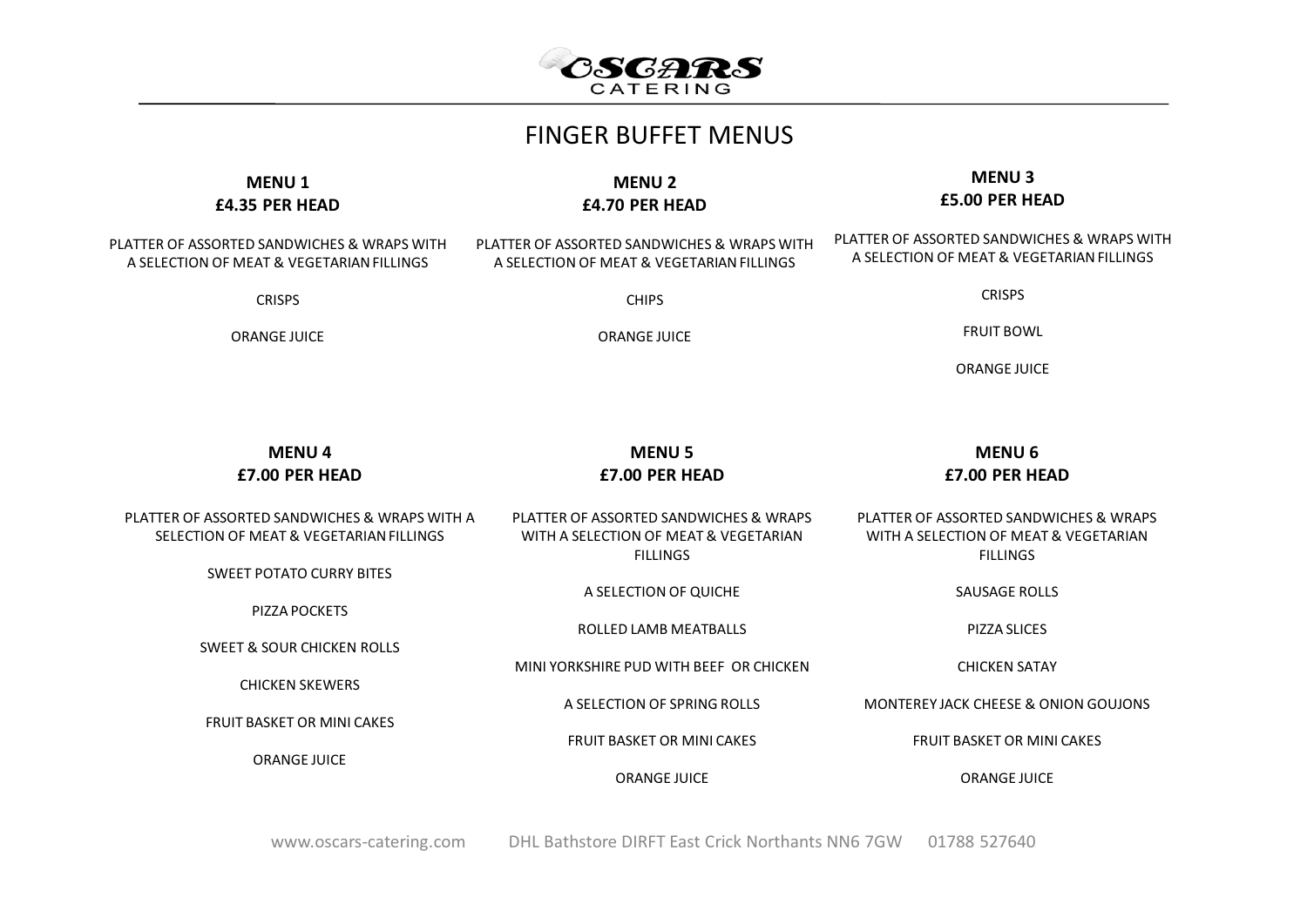# OSCARS CATERING

## FINGER BUFFET MENUS

### MENU 1
**£4.35 PER HEAD**

PLATTER OF ASSORTED SANDWICHES & WRAPS WITH A SELECTION OF MEAT & VEGETARIAN FILLINGS

CRISPS

ORANGE JUICE

### MENU 2
**£4.70 PER HEAD**

PLATTER OF ASSORTED SANDWICHES & WRAPS WITH A SELECTION OF MEAT & VEGETARIAN FILLINGS

CHIPS

ORANGE JUICE

### MENU 3
**£5.00 PER HEAD**

PLATTER OF ASSORTED SANDWICHES & WRAPS WITH A SELECTION OF MEAT & VEGETARIAN FILLINGS

CRISPS

FRUIT BOWL

ORANGE JUICE

### MENU 4
**£7.00 PER HEAD**

PLATTER OF ASSORTED SANDWICHES & WRAPS WITH A SELECTION OF MEAT & VEGETARIAN FILLINGS

SWEET POTATO CURRY BITES

PIZZA POCKETS

SWEET & SOUR CHICKEN ROLLS

CHICKEN SKEWERS

FRUIT BASKET OR MINI CAKES

ORANGE JUICE

### MENU 5
**£7.00 PER HEAD**

PLATTER OF ASSORTED SANDWICHES & WRAPS WITH A SELECTION OF MEAT & VEGETARIAN FILLINGS

A SELECTION OF QUICHE

ROLLED LAMB MEATBALLS

MINI YORKSHIRE PUD WITH BEEF OR CHICKEN

A SELECTION OF SPRING ROLLS

FRUIT BASKET OR MINI CAKES

ORANGE JUICE

### MENU 6
**£7.00 PER HEAD**

PLATTER OF ASSORTED SANDWICHES & WRAPS WITH A SELECTION OF MEAT & VEGETARIAN FILLINGS

SAUSAGE ROLLS

PIZZA SLICES

CHICKEN SATAY

MONTEREY JACK CHEESE & ONION GOUJONS

FRUIT BASKET OR MINI CAKES

ORANGE JUICE

www.oscars-catering.com DHL Bathstore DIRFT East Crick Northants NN6 7GW 01788 527640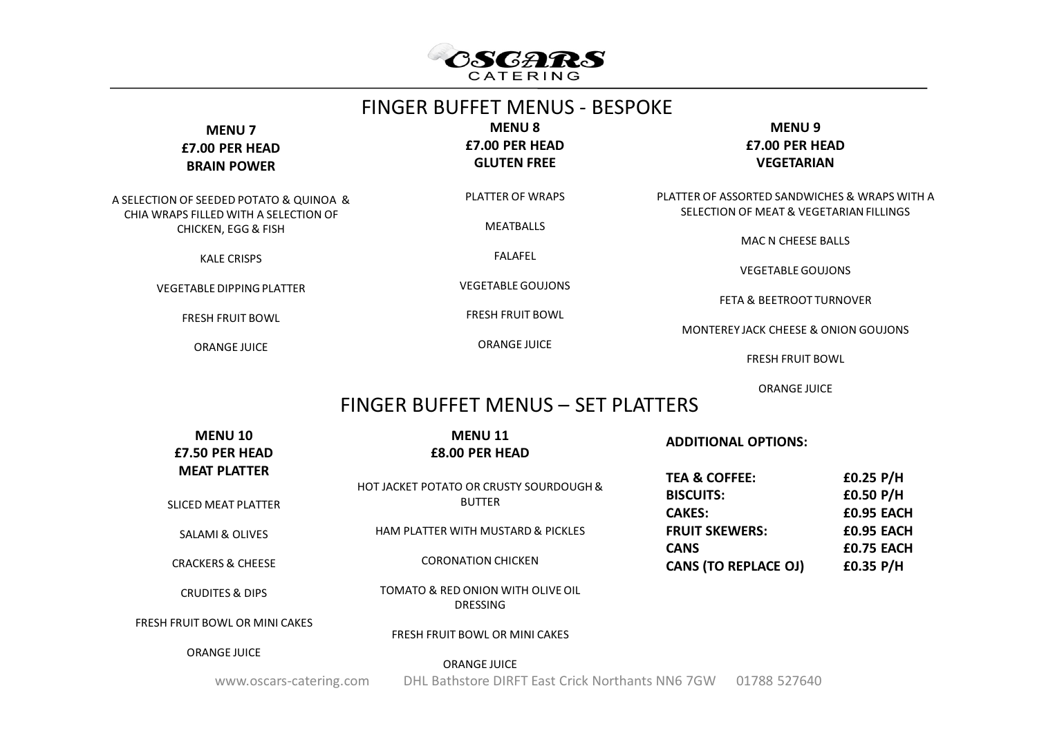OSCARS CATERING

# FINGER BUFFET MENUS - BESPOKE

### MENU 7
### £7.00 PER HEAD
### BRAIN POWER

A SELECTION OF SEEDED POTATO & QUINOA & CHIA WRAPS FILLED WITH A SELECTION OF CHICKEN, EGG & FISH

KALE CRISPS

VEGETABLE DIPPING PLATTER

FRESH FRUIT BOWL

ORANGE JUICE

### MENU 8
### £7.00 PER HEAD
### GLUTEN FREE

PLATTER OF WRAPS

MEATBALLS

FALAFEL

VEGETABLE GOUJONS

FRESH FRUIT BOWL

ORANGE JUICE

### MENU 9
### £7.00 PER HEAD
### VEGETARIAN

PLATTER OF ASSORTED SANDWICHES & WRAPS WITH A SELECTION OF MEAT & VEGETARIAN FILLINGS

MAC N CHEESE BALLS

VEGETABLE GOUJONS

FETA & BEETROOT TURNOVER

MONTEREY JACK CHEESE & ONION GOUJONS

FRESH FRUIT BOWL

ORANGE JUICE

# FINGER BUFFET MENUS – SET PLATTERS

### MENU 10
### £7.50 PER HEAD
### MEAT PLATTER

SLICED MEAT PLATTER

SALAMI & OLIVES

CRACKERS & CHEESE

CRUDITES & DIPS

FRESH FRUIT BOWL OR MINI CAKES

ORANGE JUICE

### MENU 11
### £8.00 PER HEAD

HOT JACKET POTATO OR CRUSTY SOURDOUGH & BUTTER

HAM PLATTER WITH MUSTARD & PICKLES

CORONATION CHICKEN

TOMATO & RED ONION WITH OLIVE OIL DRESSING

FRESH FRUIT BOWL OR MINI CAKES

ORANGE JUICE

### ADDITIONAL OPTIONS:

| | |
|---|---|
| **TEA & COFFEE:** | **£0.25 P/H** |
| **BISCUITS:** | **£0.50 P/H** |
| **CAKES:** | **£0.95 EACH** |
| **FRUIT SKEWERS:** | **£0.95 EACH** |
| **CANS** | **£0.75 EACH** |
| **CANS (TO REPLACE OJ)** | **£0.35 P/H** |

www.oscars-catering.com DHL Bathstore DIRFT East Crick Northants NN6 7GW 01788 527640